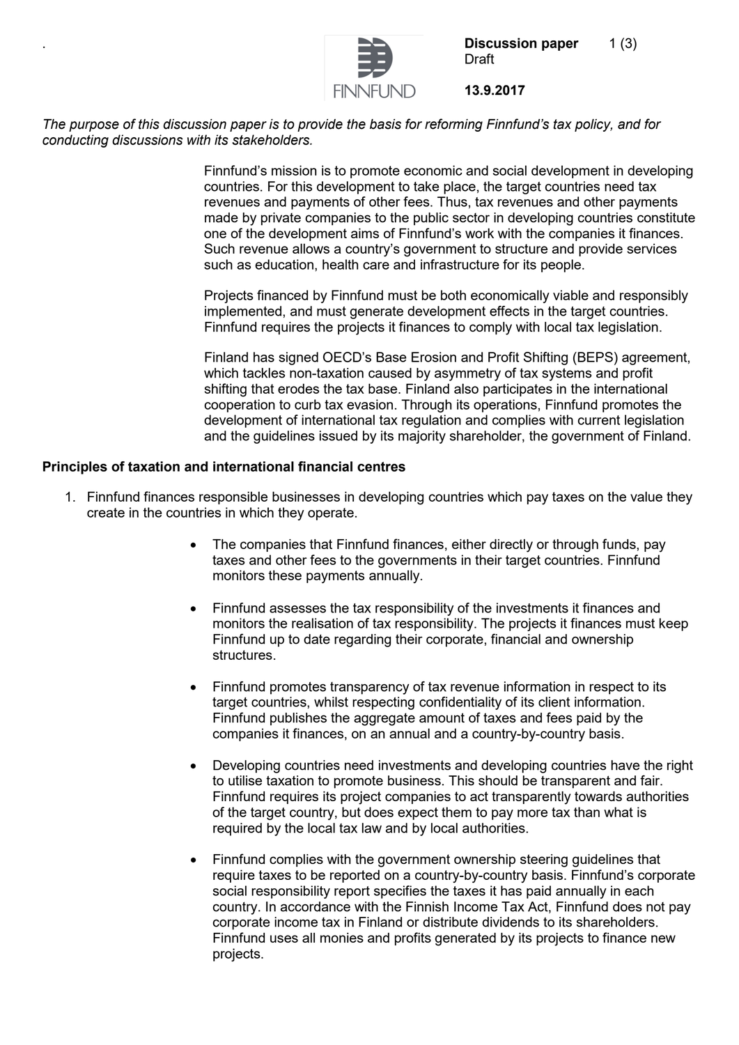**Discussion paper**
Draft

**13.9.2017**

*The purpose of this discussion paper is to provide the basis for reforming Finnfund's tax policy, and for conducting discussions with its stakeholders.*

Finnfund's mission is to promote economic and social development in developing countries. For this development to take place, the target countries need tax revenues and payments of other fees. Thus, tax revenues and other payments made by private companies to the public sector in developing countries constitute one of the development aims of Finnfund's work with the companies it finances. Such revenue allows a country's government to structure and provide services such as education, health care and infrastructure for its people.

Projects financed by Finnfund must be both economically viable and responsibly implemented, and must generate development effects in the target countries. Finnfund requires the projects it finances to comply with local tax legislation.

Finland has signed OECD's Base Erosion and Profit Shifting (BEPS) agreement, which tackles non-taxation caused by asymmetry of tax systems and profit shifting that erodes the tax base. Finland also participates in the international cooperation to curb tax evasion. Through its operations, Finnfund promotes the development of international tax regulation and complies with current legislation and the guidelines issued by its majority shareholder, the government of Finland.

**Principles of taxation and international financial centres**

1. Finnfund finances responsible businesses in developing countries which pay taxes on the value they create in the countries in which they operate.

    - The companies that Finnfund finances, either directly or through funds, pay taxes and other fees to the governments in their target countries. Finnfund monitors these payments annually.

    - Finnfund assesses the tax responsibility of the investments it finances and monitors the realisation of tax responsibility. The projects it finances must keep Finnfund up to date regarding their corporate, financial and ownership structures.

    - Finnfund promotes transparency of tax revenue information in respect to its target countries, whilst respecting confidentiality of its client information. Finnfund publishes the aggregate amount of taxes and fees paid by the companies it finances, on an annual and a country-by-country basis.

    - Developing countries need investments and developing countries have the right to utilise taxation to promote business. This should be transparent and fair. Finnfund requires its project companies to act transparently towards authorities of the target country, but does expect them to pay more tax than what is required by the local tax law and by local authorities.

    - Finnfund complies with the government ownership steering guidelines that require taxes to be reported on a country-by-country basis. Finnfund's corporate social responsibility report specifies the taxes it has paid annually in each country. In accordance with the Finnish Income Tax Act, Finnfund does not pay corporate income tax in Finland or distribute dividends to its shareholders. Finnfund uses all monies and profits generated by its projects to finance new projects.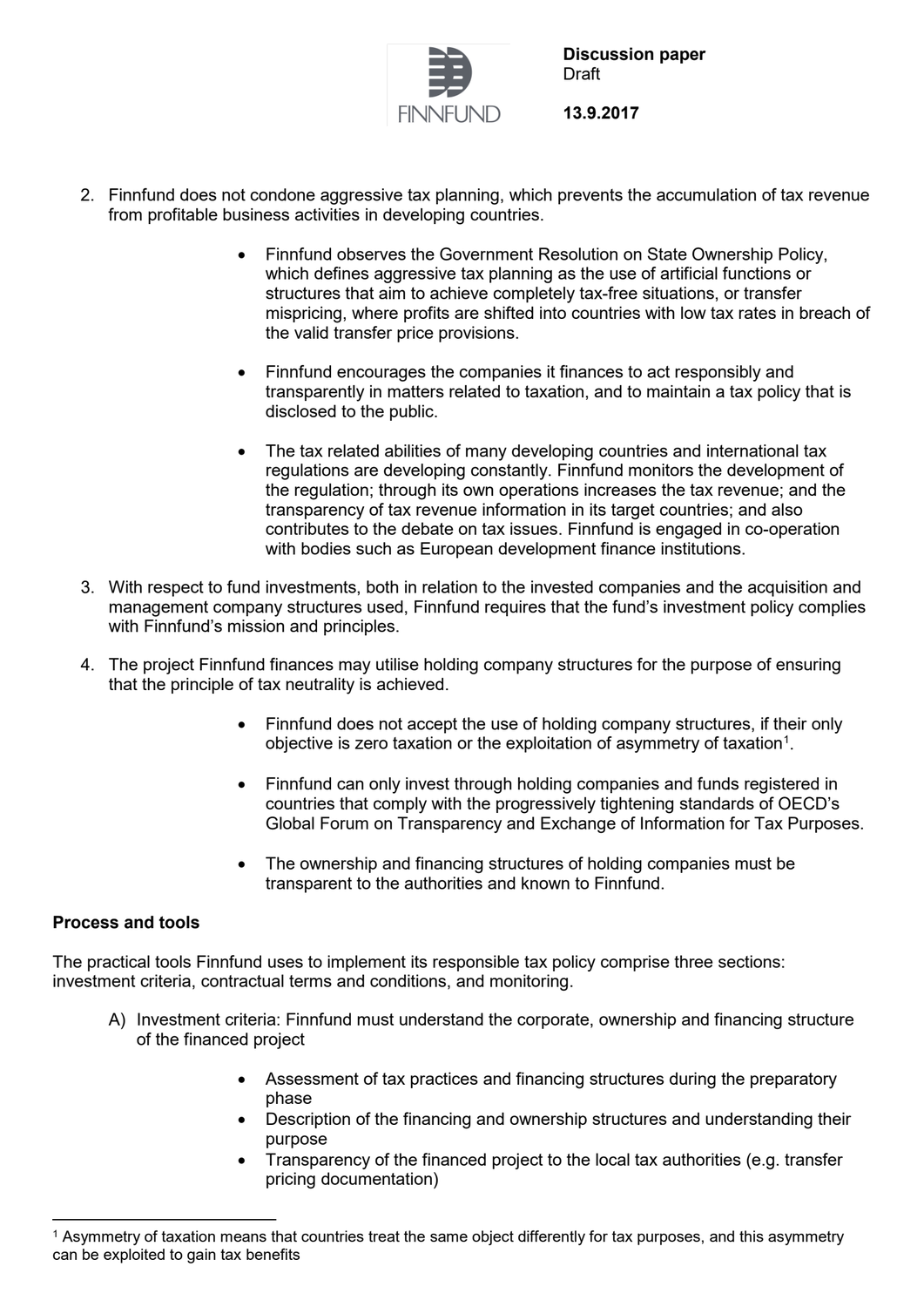2. Finnfund does not condone aggressive tax planning, which prevents the accumulation of tax revenue from profitable business activities in developing countries.

    - Finnfund observes the Government Resolution on State Ownership Policy, which defines aggressive tax planning as the use of artificial functions or structures that aim to achieve completely tax-free situations, or transfer mispricing, where profits are shifted into countries with low tax rates in breach of the valid transfer price provisions.

    - Finnfund encourages the companies it finances to act responsibly and transparently in matters related to taxation, and to maintain a tax policy that is disclosed to the public.

    - The tax related abilities of many developing countries and international tax regulations are developing constantly. Finnfund monitors the development of the regulation; through its own operations increases the tax revenue; and the transparency of tax revenue information in its target countries; and also contributes to the debate on tax issues. Finnfund is engaged in co-operation with bodies such as European development finance institutions.

3. With respect to fund investments, both in relation to the invested companies and the acquisition and management company structures used, Finnfund requires that the fund's investment policy complies with Finnfund's mission and principles.

4. The project Finnfund finances may utilise holding company structures for the purpose of ensuring that the principle of tax neutrality is achieved.

    - Finnfund does not accept the use of holding company structures, if their only objective is zero taxation or the exploitation of asymmetry of taxation[1].

    - Finnfund can only invest through holding companies and funds registered in countries that comply with the progressively tightening standards of OECD's Global Forum on Transparency and Exchange of Information for Tax Purposes.

    - The ownership and financing structures of holding companies must be transparent to the authorities and known to Finnfund.

**Process and tools**

The practical tools Finnfund uses to implement its responsible tax policy comprise three sections: investment criteria, contractual terms and conditions, and monitoring.

A) Investment criteria: Finnfund must understand the corporate, ownership and financing structure of the financed project

- Assessment of tax practices and financing structures during the preparatory phase
- Description of the financing and ownership structures and understanding their purpose
- Transparency of the financed project to the local tax authorities (e.g. transfer pricing documentation)

---

[1] Asymmetry of taxation means that countries treat the same object differently for tax purposes, and this asymmetry can be exploited to gain tax benefits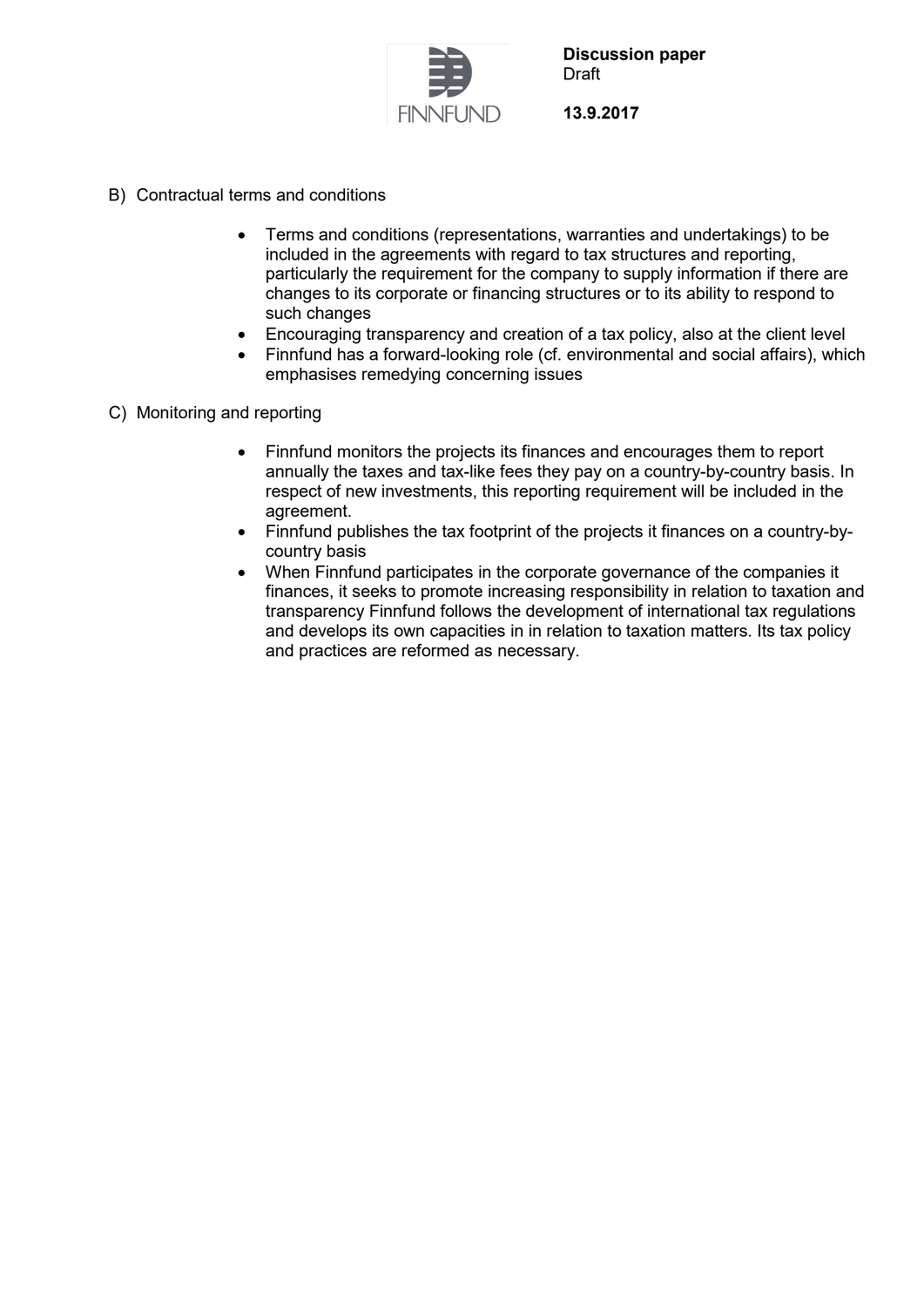B) Contractual terms and conditions

- Terms and conditions (representations, warranties and undertakings) to be included in the agreements with regard to tax structures and reporting, particularly the requirement for the company to supply information if there are changes to its corporate or financing structures or to its ability to respond to such changes
- Encouraging transparency and creation of a tax policy, also at the client level
- Finnfund has a forward-looking role (cf. environmental and social affairs), which emphasises remedying concerning issues

C) Monitoring and reporting

- Finnfund monitors the projects its finances and encourages them to report annually the taxes and tax-like fees they pay on a country-by-country basis. In respect of new investments, this reporting requirement will be included in the agreement.
- Finnfund publishes the tax footprint of the projects it finances on a country-by-country basis
- When Finnfund participates in the corporate governance of the companies it finances, it seeks to promote increasing responsibility in relation to taxation and transparency Finnfund follows the development of international tax regulations and develops its own capacities in in relation to taxation matters. Its tax policy and practices are reformed as necessary.